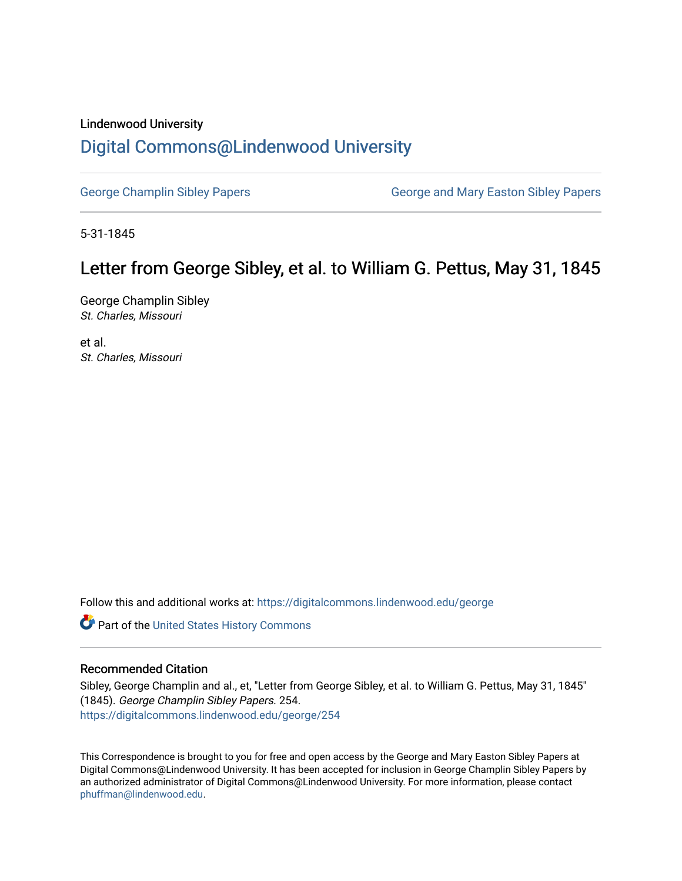Lindenwood University

# Digital Commons@Lindenwood University

George Champlin Sibley Papers

George and Mary Easton Sibley Papers

5-31-1845

## Letter from George Sibley, et al. to William G. Pettus, May 31, 1845

George Champlin Sibley
*St. Charles, Missouri*

et al.
*St. Charles, Missouri*

Follow this and additional works at: https://digitalcommons.lindenwood.edu/george

Part of the United States History Commons

### Recommended Citation

Sibley, George Champlin and al., et, "Letter from George Sibley, et al. to William G. Pettus, May 31, 1845" (1845). *George Champlin Sibley Papers*. 254.
https://digitalcommons.lindenwood.edu/george/254

This Correspondence is brought to you for free and open access by the George and Mary Easton Sibley Papers at Digital Commons@Lindenwood University. It has been accepted for inclusion in George Champlin Sibley Papers by an authorized administrator of Digital Commons@Lindenwood University. For more information, please contact phuffman@lindenwood.edu.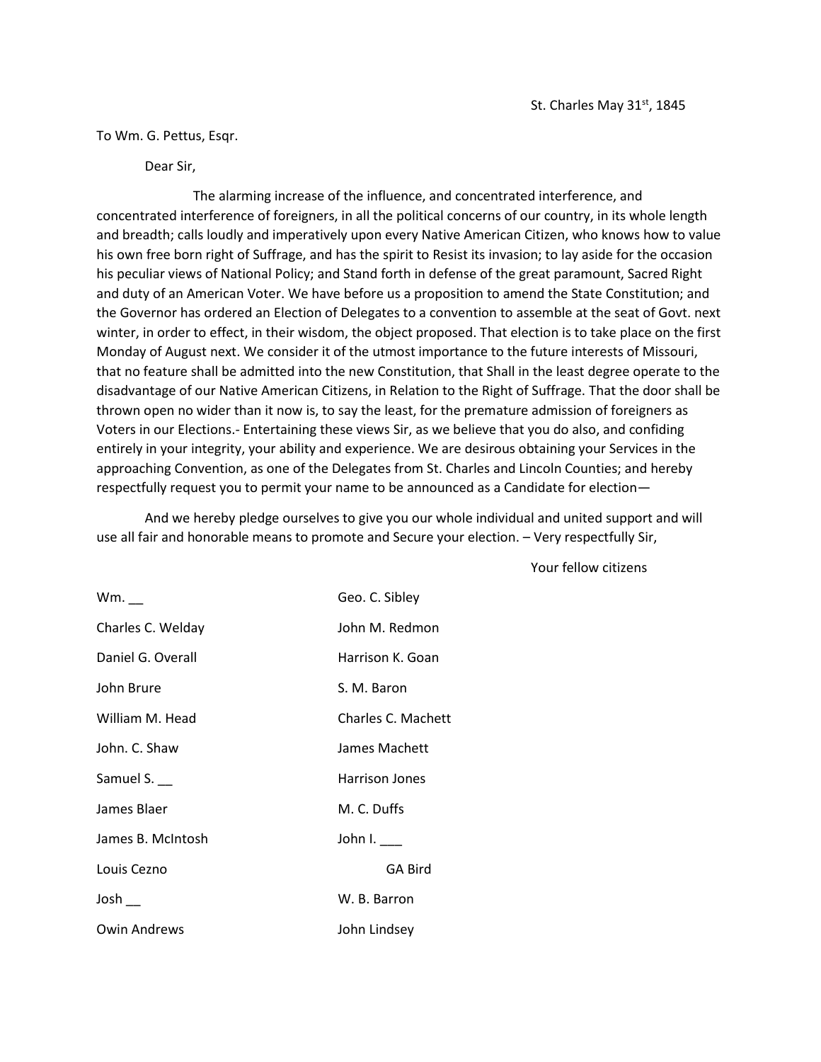St. Charles May 31st, 1845

To Wm. G. Pettus, Esqr.

Dear Sir,

The alarming increase of the influence, and concentrated interference, and concentrated interference of foreigners, in all the political concerns of our country, in its whole length and breadth; calls loudly and imperatively upon every Native American Citizen, who knows how to value his own free born right of Suffrage, and has the spirit to Resist its invasion; to lay aside for the occasion his peculiar views of National Policy; and Stand forth in defense of the great paramount, Sacred Right and duty of an American Voter. We have before us a proposition to amend the State Constitution; and the Governor has ordered an Election of Delegates to a convention to assemble at the seat of Govt. next winter, in order to effect, in their wisdom, the object proposed. That election is to take place on the first Monday of August next. We consider it of the utmost importance to the future interests of Missouri, that no feature shall be admitted into the new Constitution, that Shall in the least degree operate to the disadvantage of our Native American Citizens, in Relation to the Right of Suffrage. That the door shall be thrown open no wider than it now is, to say the least, for the premature admission of foreigners as Voters in our Elections.- Entertaining these views Sir, as we believe that you do also, and confiding entirely in your integrity, your ability and experience. We are desirous obtaining your Services in the approaching Convention, as one of the Delegates from St. Charles and Lincoln Counties; and hereby respectfully request you to permit your name to be announced as a Candidate for election—

And we hereby pledge ourselves to give you our whole individual and united support and will use all fair and honorable means to promote and Secure your election. – Very respectfully Sir,

Your fellow citizens

Wm. __
Charles C. Welday
Daniel G. Overall
John Brure
William M. Head
John. C. Shaw
Samuel S. __
James Blaer
James B. McIntosh
Louis Cezno
Josh __
Owin Andrews
Geo. C. Sibley
John M. Redmon
Harrison K. Goan
S. M. Baron
Charles C. Machett
James Machett
Harrison Jones
M. C. Duffs
John I. ___
GA Bird
W. B. Barron
John Lindsey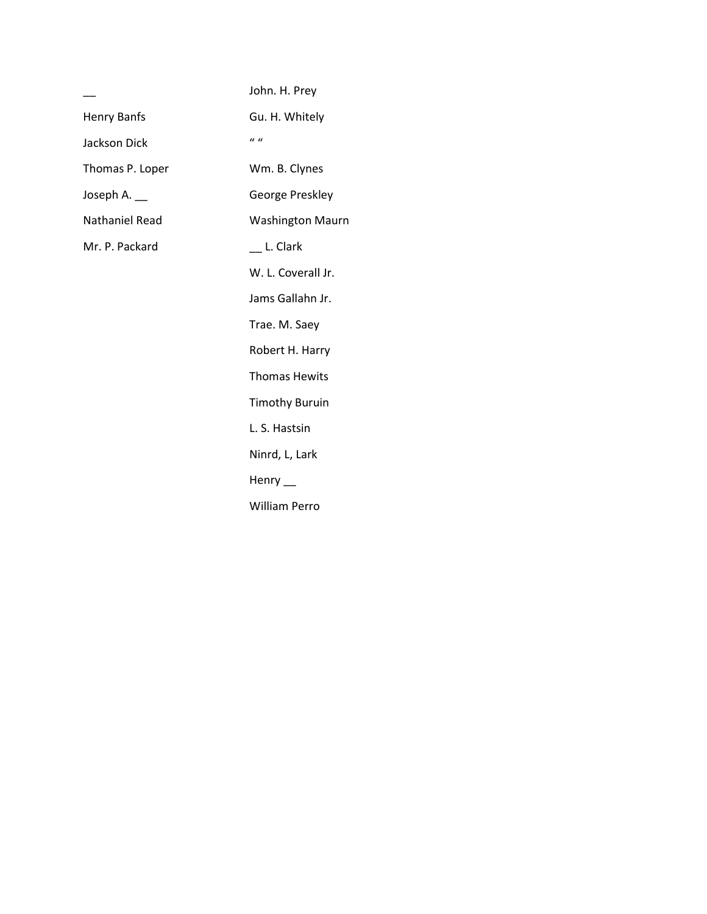| | |
|---|---|
| __ | John. H. Prey |
| Henry Banfs | Gu. H. Whitely |
| Jackson Dick | " " |
| Thomas P. Loper | Wm. B. Clynes |
| Joseph A. __ | George Preskley |
| Nathaniel Read | Washington Maurn |
| Mr. P. Packard | __ L. Clark |
| | W. L. Coverall Jr. |
| | Jams Gallahn Jr. |
| | Trae. M. Saey |
| | Robert H. Harry |
| | Thomas Hewits |
| | Timothy Buruin |
| | L. S. Hastsin |
| | Ninrd, L, Lark |
| | Henry __ |
| | William Perro |